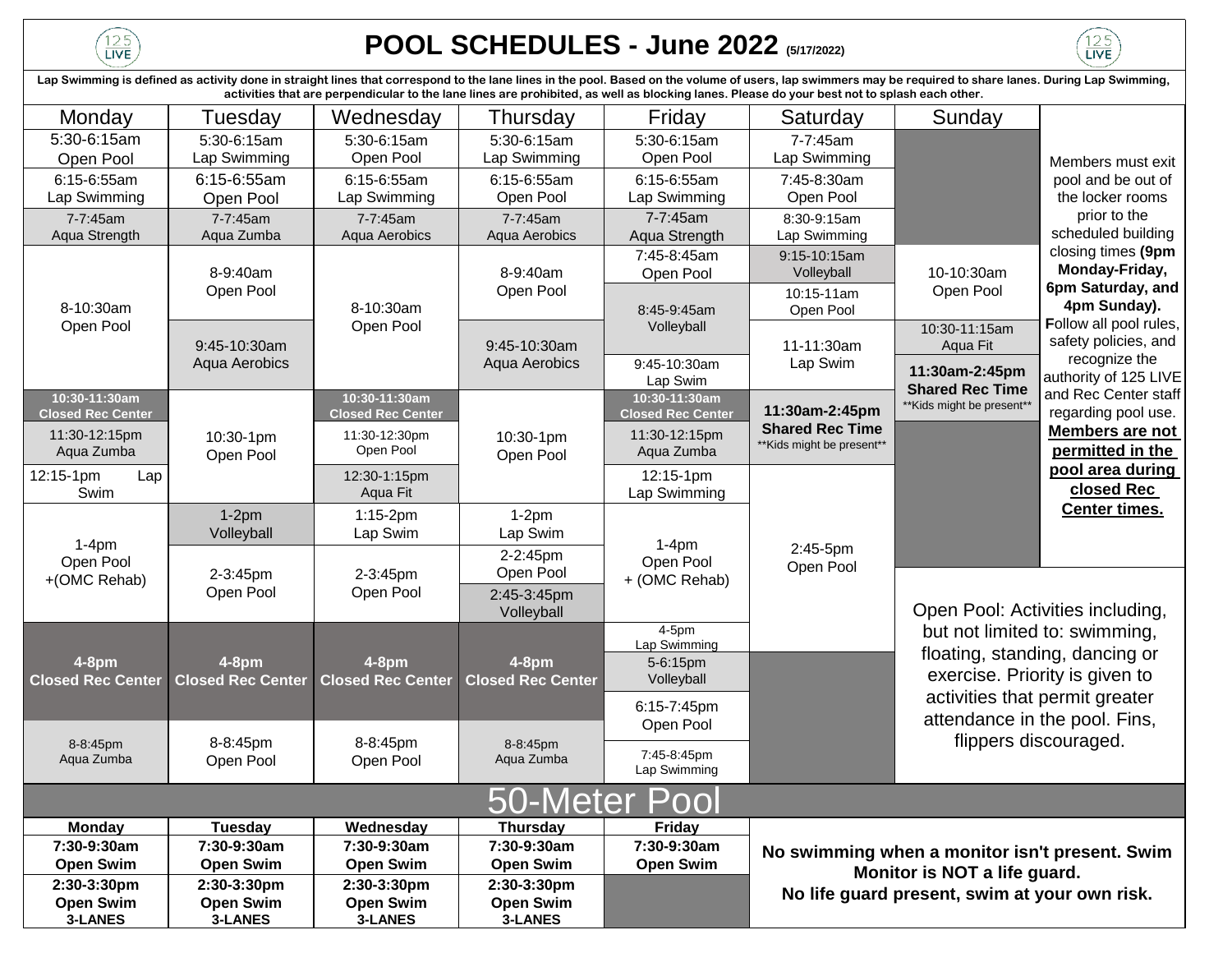# POOL SCHEDULES - June 2022 (5/17/2022)

**Lap Swimming is defined as activity done in straight lines that correspond to the lane lines in the pool. Based on the volume of users, lap swimmers may be required to share lanes. During Lap Swimming, activities that are perpendicular to the lane lines are prohibited, as well as blocking lanes. Please do your best not to splash each other.**

| Monday | Tuesday | Wednesday | Thursday | Friday | Saturday | Sunday |
|---|---|---|---|---|---|---|
| 5:30-6:15am Open Pool | 5:30-6:15am Lap Swimming | 5:30-6:15am Open Pool | 5:30-6:15am Lap Swimming | 5:30-6:15am Open Pool | 7-7:45am Lap Swimming | |
| 6:15-6:55am Lap Swimming | 6:15-6:55am Open Pool | 6:15-6:55am Lap Swimming | 6:15-6:55am Open Pool | 6:15-6:55am Lap Swimming | 7:45-8:30am Open Pool | |
| 7-7:45am Aqua Strength | 7-7:45am Aqua Zumba | 7-7:45am Aqua Aerobics | 7-7:45am Aqua Aerobics | 7-7:45am Aqua Strength | 8:30-9:15am Lap Swimming | |
| 8-10:30am Open Pool | 8-9:40am Open Pool | 8-10:30am Open Pool | 8-9:40am Open Pool | 7:45-8:45am Open Pool | 9:15-10:15am Volleyball | 10-10:30am Open Pool |
| | | | | 8:45-9:45am Volleyball | 10:15-11am Open Pool | |
| | 9:45-10:30am Aqua Aerobics | | 9:45-10:30am Aqua Aerobics | | 11-11:30am Lap Swim | 10:30-11:15am Aqua Fit |
| | | | | 9:45-10:30am Lap Swim | | **11:30am-2:45pm Shared Rec Time** **Kids might be present** |
| **10:30-11:30am Closed Rec Center** | 10:30-1pm Open Pool | **10:30-11:30am Closed Rec Center** | 10:30-1pm Open Pool | **10:30-11:30am Closed Rec Center** | **11:30am-2:45pm Shared Rec Time** **Kids might be present** | |
| 11:30-12:15pm Aqua Zumba | | 11:30-12:30pm Open Pool | | 11:30-12:15pm Aqua Zumba | | |
| 12:15-1pm Lap Swim | | 12:30-1:15pm Aqua Fit | | 12:15-1pm Lap Swimming | 2:45-5pm Open Pool | |
| 1-4pm Open Pool +(OMC Rehab) | 1-2pm Volleyball | 1:15-2pm Lap Swim | 1-2pm Lap Swim | 1-4pm Open Pool + (OMC Rehab) | | |
| | 2-3:45pm Open Pool | 2-3:45pm Open Pool | 2-2:45pm Open Pool | | | |
| | | | 2:45-3:45pm Volleyball | | | |
| **4-8pm Closed Rec Center** | **4-8pm Closed Rec Center** | **4-8pm Closed Rec Center** | **4-8pm Closed Rec Center** | 4-5pm Lap Swimming | | |
| | | | | 5-6:15pm Volleyball | | |
| | | | | 6:15-7:45pm Open Pool | | |
| 8-8:45pm Aqua Zumba | 8-8:45pm Open Pool | 8-8:45pm Open Pool | 8-8:45pm Aqua Zumba | 7:45-8:45pm Lap Swimming | | |

Members must exit pool and be out of the locker rooms prior to the scheduled building closing times **(9pm Monday-Friday, 6pm Saturday, and 4pm Sunday).** Follow all pool rules, safety policies, and recognize the authority of 125 LIVE and Rec Center staff regarding pool use. **Members are not permitted in the pool area during closed Rec Center times.**

Open Pool: Activities including, but not limited to: swimming, floating, standing, dancing or exercise. Priority is given to activities that permit greater attendance in the pool. Fins, flippers discouraged.

## 50-Meter Pool

| Monday | Tuesday | Wednesday | Thursday | Friday |
|---|---|---|---|---|
| **7:30-9:30am Open Swim** | **7:30-9:30am Open Swim** | **7:30-9:30am Open Swim** | **7:30-9:30am Open Swim** | **7:30-9:30am Open Swim** |
| **2:30-3:30pm Open Swim 3-LANES** | **2:30-3:30pm Open Swim 3-LANES** | **2:30-3:30pm Open Swim 3-LANES** | **2:30-3:30pm Open Swim 3-LANES** | |

**No swimming when a monitor isn't present. Swim Monitor is NOT a life guard. No life guard present, swim at your own risk.**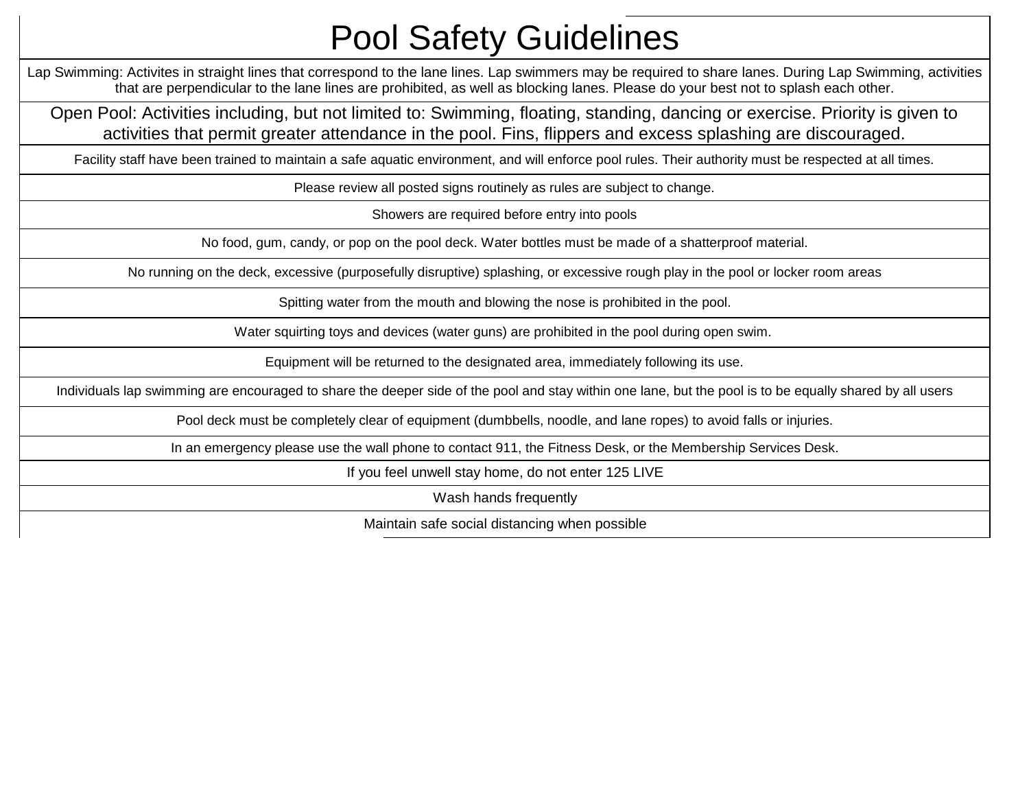# Pool Safety Guidelines

Lap Swimming: Activites in straight lines that correspond to the lane lines. Lap swimmers may be required to share lanes. During Lap Swimming, activities that are perpendicular to the lane lines are prohibited, as well as blocking lanes. Please do your best not to splash each other.

Open Pool: Activities including, but not limited to: Swimming, floating, standing, dancing or exercise. Priority is given to activities that permit greater attendance in the pool. Fins, flippers and excess splashing are discouraged.

Facility staff have been trained to maintain a safe aquatic environment, and will enforce pool rules. Their authority must be respected at all times.

Please review all posted signs routinely as rules are subject to change.

Showers are required before entry into pools

No food, gum, candy, or pop on the pool deck. Water bottles must be made of a shatterproof material.

No running on the deck, excessive (purposefully disruptive) splashing, or excessive rough play in the pool or locker room areas

Spitting water from the mouth and blowing the nose is prohibited in the pool.

Water squirting toys and devices (water guns) are prohibited in the pool during open swim.

Equipment will be returned to the designated area, immediately following its use.

Individuals lap swimming are encouraged to share the deeper side of the pool and stay within one lane, but the pool is to be equally shared by all users

Pool deck must be completely clear of equipment (dumbbells, noodle, and lane ropes) to avoid falls or injuries.

In an emergency please use the wall phone to contact 911, the Fitness Desk, or the Membership Services Desk.

If you feel unwell stay home, do not enter 125 LIVE

Wash hands frequently

Maintain safe social distancing when possible